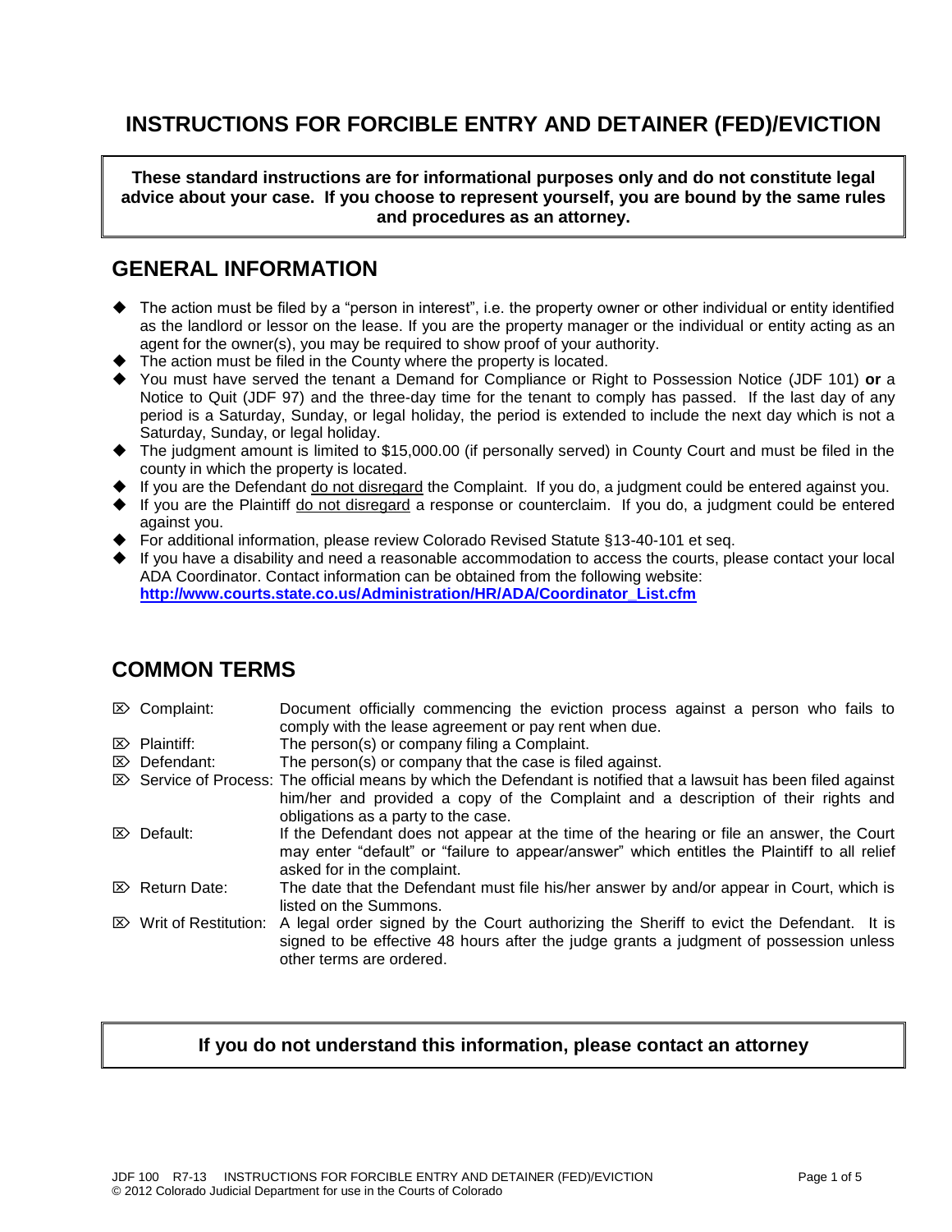# INSTRUCTIONS FOR FORCIBLE ENTRY AND DETAINER (FED)/EVICTION

**These standard instructions are for informational purposes only and do not constitute legal advice about your case. If you choose to represent yourself, you are bound by the same rules and procedures as an attorney.**

## GENERAL INFORMATION

- The action must be filed by a "person in interest", i.e. the property owner or other individual or entity identified as the landlord or lessor on the lease. If you are the property manager or the individual or entity acting as an agent for the owner(s), you may be required to show proof of your authority.
- The action must be filed in the County where the property is located.
- You must have served the tenant a Demand for Compliance or Right to Possession Notice (JDF 101) **or** a Notice to Quit (JDF 97) and the three-day time for the tenant to comply has passed. If the last day of any period is a Saturday, Sunday, or legal holiday, the period is extended to include the next day which is not a Saturday, Sunday, or legal holiday.
- The judgment amount is limited to $15,000.00 (if personally served) in County Court and must be filed in the county in which the property is located.
- If you are the Defendant do not disregard the Complaint. If you do, a judgment could be entered against you.
- If you are the Plaintiff do not disregard a response or counterclaim. If you do, a judgment could be entered against you.
- For additional information, please review Colorado Revised Statute §13-40-101 et seq.
- If you have a disability and need a reasonable accommodation to access the courts, please contact your local ADA Coordinator. Contact information can be obtained from the following website: **http://www.courts.state.co.us/Administration/HR/ADA/Coordinator_List.cfm**

## COMMON TERMS

- **Complaint:** Document officially commencing the eviction process against a person who fails to comply with the lease agreement or pay rent when due.
- **Plaintiff:** The person(s) or company filing a Complaint.
- **Defendant:** The person(s) or company that the case is filed against.
- **Service of Process:** The official means by which the Defendant is notified that a lawsuit has been filed against him/her and provided a copy of the Complaint and a description of their rights and obligations as a party to the case.
- **Default:** If the Defendant does not appear at the time of the hearing or file an answer, the Court may enter "default" or "failure to appear/answer" which entitles the Plaintiff to all relief asked for in the complaint.
- **Return Date:** The date that the Defendant must file his/her answer by and/or appear in Court, which is listed on the Summons.
- **Writ of Restitution:** A legal order signed by the Court authorizing the Sheriff to evict the Defendant. It is signed to be effective 48 hours after the judge grants a judgment of possession unless other terms are ordered.

**If you do not understand this information, please contact an attorney**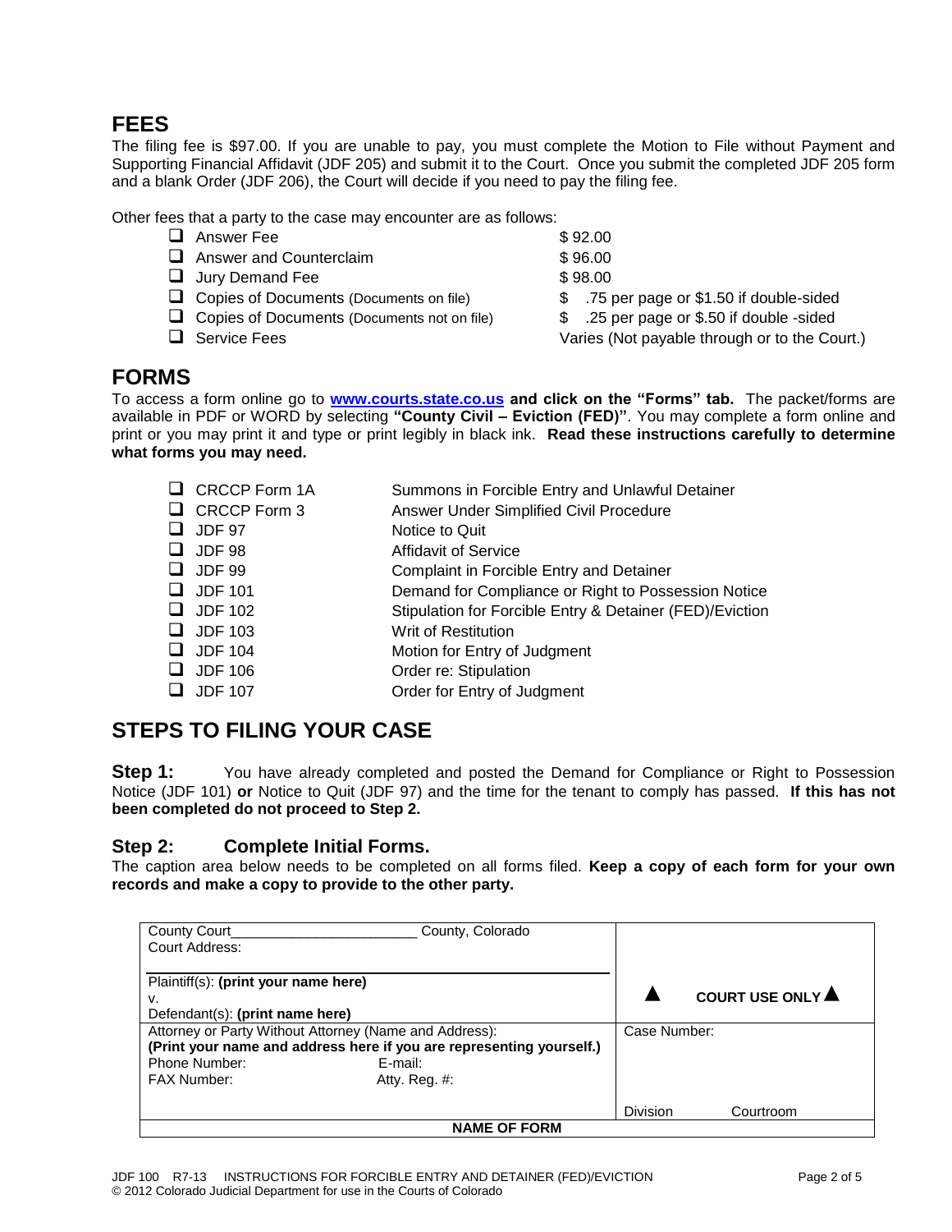## FEES

The filing fee is $97.00. If you are unable to pay, you must complete the Motion to File without Payment and Supporting Financial Affidavit (JDF 205) and submit it to the Court. Once you submit the completed JDF 205 form and a blank Order (JDF 206), the Court will decide if you need to pay the filing fee.

Other fees that a party to the case may encounter are as follows:

| | |
|---|---|
| ❑ Answer Fee | $ 92.00 |
| ❑ Answer and Counterclaim | $ 96.00 |
| ❑ Jury Demand Fee | $ 98.00 |
| ❑ Copies of Documents (Documents on file) | $ .75 per page or $1.50 if double-sided |
| ❑ Copies of Documents (Documents not on file) | $ .25 per page or $.50 if double -sided |
| ❑ Service Fees | Varies (Not payable through or to the Court.) |

## FORMS

To access a form online go to **[www.courts.state.co.us](http://www.courts.state.co.us) and click on the "Forms" tab.** The packet/forms are available in PDF or WORD by selecting **"County Civil – Eviction (FED)"**. You may complete a form online and print or you may print it and type or print legibly in black ink. **Read these instructions carefully to determine what forms you may need.**

| | |
|---|---|
| ❑ CRCCP Form 1A | Summons in Forcible Entry and Unlawful Detainer |
| ❑ CRCCP Form 3 | Answer Under Simplified Civil Procedure |
| ❑ JDF 97 | Notice to Quit |
| ❑ JDF 98 | Affidavit of Service |
| ❑ JDF 99 | Complaint in Forcible Entry and Detainer |
| ❑ JDF 101 | Demand for Compliance or Right to Possession Notice |
| ❑ JDF 102 | Stipulation for Forcible Entry & Detainer (FED)/Eviction |
| ❑ JDF 103 | Writ of Restitution |
| ❑ JDF 104 | Motion for Entry of Judgment |
| ❑ JDF 106 | Order re: Stipulation |
| ❑ JDF 107 | Order for Entry of Judgment |

## STEPS TO FILING YOUR CASE

**Step 1:** You have already completed and posted the Demand for Compliance or Right to Possession Notice (JDF 101) **or** Notice to Quit (JDF 97) and the time for the tenant to comply has passed. **If this has not been completed do not proceed to Step 2.**

### Step 2: Complete Initial Forms.

The caption area below needs to be completed on all forms filed. **Keep a copy of each form for your own records and make a copy to provide to the other party.**

| | |
|---|---|
| County Court_______________________ County, Colorado<br>Court Address:<br><br>Plaintiff(s): **(print your name here)**<br>v.<br>Defendant(s): **(print name here)** | ▲ **COURT USE ONLY** ▲ |
| Attorney or Party Without Attorney (Name and Address):<br>**(Print your name and address here if you are representing yourself.)**<br>Phone Number: E-mail:<br>FAX Number: Atty. Reg. #: | Case Number:<br><br>Division Courtroom |
| **NAME OF FORM** | |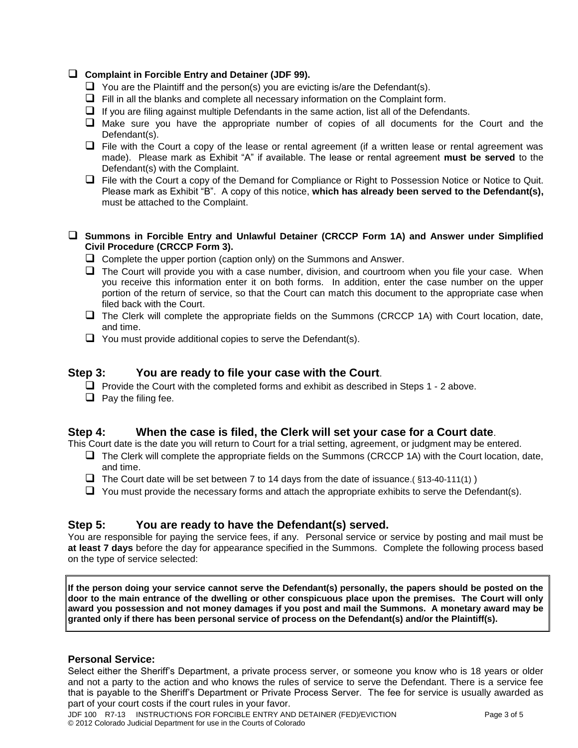- **Complaint in Forcible Entry and Detainer (JDF 99).**
  - You are the Plaintiff and the person(s) you are evicting is/are the Defendant(s).
  - Fill in all the blanks and complete all necessary information on the Complaint form.
  - If you are filing against multiple Defendants in the same action, list all of the Defendants.
  - Make sure you have the appropriate number of copies of all documents for the Court and the Defendant(s).
  - File with the Court a copy of the lease or rental agreement (if a written lease or rental agreement was made). Please mark as Exhibit "A" if available. The lease or rental agreement **must be served** to the Defendant(s) with the Complaint.
  - File with the Court a copy of the Demand for Compliance or Right to Possession Notice or Notice to Quit. Please mark as Exhibit "B". A copy of this notice, **which has already been served to the Defendant(s),** must be attached to the Complaint.

- **Summons in Forcible Entry and Unlawful Detainer (CRCCP Form 1A) and Answer under Simplified Civil Procedure (CRCCP Form 3).**
  - Complete the upper portion (caption only) on the Summons and Answer.
  - The Court will provide you with a case number, division, and courtroom when you file your case. When you receive this information enter it on both forms. In addition, enter the case number on the upper portion of the return of service, so that the Court can match this document to the appropriate case when filed back with the Court.
  - The Clerk will complete the appropriate fields on the Summons (CRCCP 1A) with Court location, date, and time.
  - You must provide additional copies to serve the Defendant(s).

## Step 3: You are ready to file your case with the Court.

- Provide the Court with the completed forms and exhibit as described in Steps 1 - 2 above.
- Pay the filing fee.

## Step 4: When the case is filed, the Clerk will set your case for a Court date.

This Court date is the date you will return to Court for a trial setting, agreement, or judgment may be entered.

- The Clerk will complete the appropriate fields on the Summons (CRCCP 1A) with the Court location, date, and time.
- The Court date will be set between 7 to 14 days from the date of issuance.( §13-40-111(1) )
- You must provide the necessary forms and attach the appropriate exhibits to serve the Defendant(s).

## Step 5: You are ready to have the Defendant(s) served.

You are responsible for paying the service fees, if any. Personal service or service by posting and mail must be **at least 7 days** before the day for appearance specified in the Summons. Complete the following process based on the type of service selected:

**If the person doing your service cannot serve the Defendant(s) personally, the papers should be posted on the door to the main entrance of the dwelling or other conspicuous place upon the premises. The Court will only award you possession and not money damages if you post and mail the Summons. A monetary award may be granted only if there has been personal service of process on the Defendant(s) and/or the Plaintiff(s).**

### Personal Service:

Select either the Sheriff's Department, a private process server, or someone you know who is 18 years or older and not a party to the action and who knows the rules of service to serve the Defendant. There is a service fee that is payable to the Sheriff's Department or Private Process Server. The fee for service is usually awarded as part of your court costs if the court rules in your favor.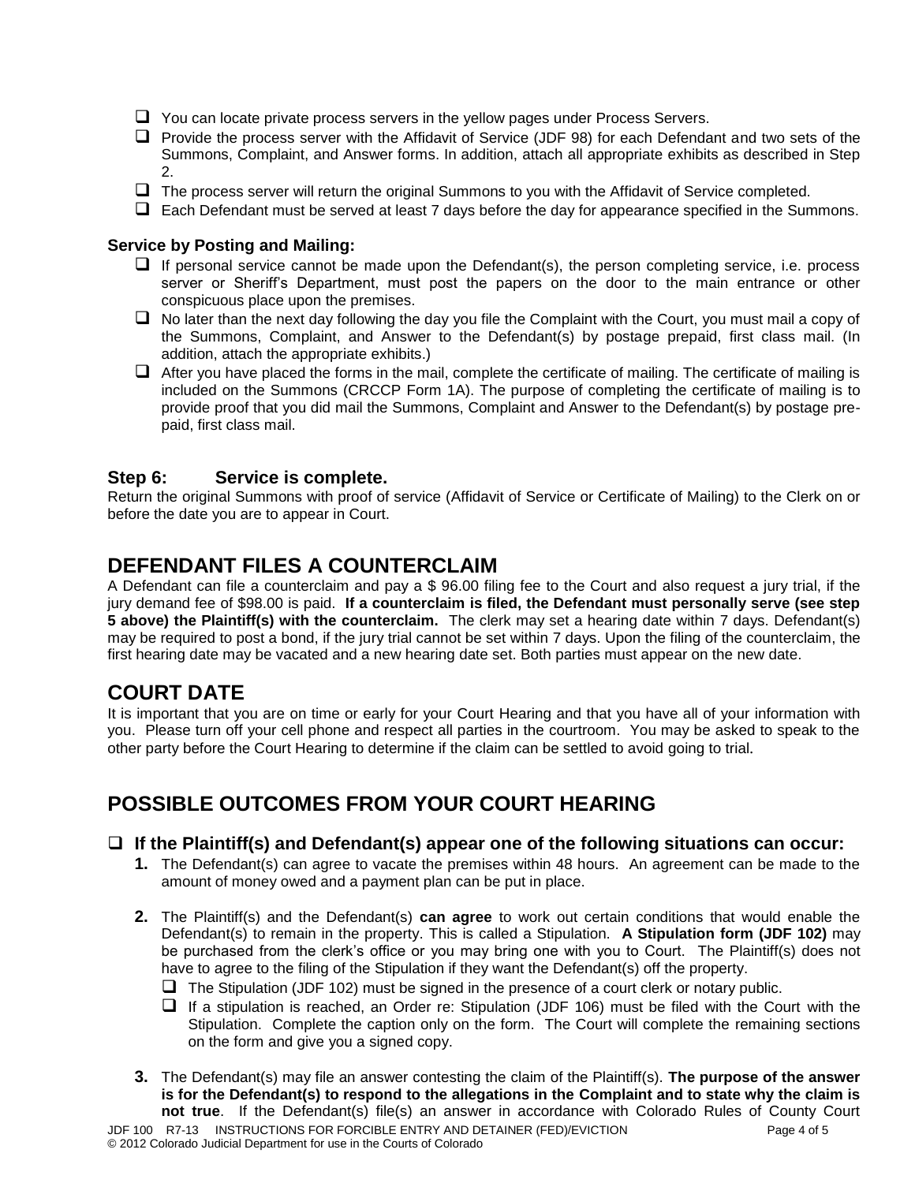- ☐ You can locate private process servers in the yellow pages under Process Servers.
- ☐ Provide the process server with the Affidavit of Service (JDF 98) for each Defendant and two sets of the Summons, Complaint, and Answer forms. In addition, attach all appropriate exhibits as described in Step 2.
- ☐ The process server will return the original Summons to you with the Affidavit of Service completed.
- ☐ Each Defendant must be served at least 7 days before the day for appearance specified in the Summons.

**Service by Posting and Mailing:**

- ☐ If personal service cannot be made upon the Defendant(s), the person completing service, i.e. process server or Sheriff's Department, must post the papers on the door to the main entrance or other conspicuous place upon the premises.
- ☐ No later than the next day following the day you file the Complaint with the Court, you must mail a copy of the Summons, Complaint, and Answer to the Defendant(s) by postage prepaid, first class mail. (In addition, attach the appropriate exhibits.)
- ☐ After you have placed the forms in the mail, complete the certificate of mailing. The certificate of mailing is included on the Summons (CRCCP Form 1A). The purpose of completing the certificate of mailing is to provide proof that you did mail the Summons, Complaint and Answer to the Defendant(s) by postage pre-paid, first class mail.

### Step 6: Service is complete.

Return the original Summons with proof of service (Affidavit of Service or Certificate of Mailing) to the Clerk on or before the date you are to appear in Court.

## DEFENDANT FILES A COUNTERCLAIM

A Defendant can file a counterclaim and pay a $ 96.00 filing fee to the Court and also request a jury trial, if the jury demand fee of $98.00 is paid. **If a counterclaim is filed, the Defendant must personally serve (see step 5 above) the Plaintiff(s) with the counterclaim.** The clerk may set a hearing date within 7 days. Defendant(s) may be required to post a bond, if the jury trial cannot be set within 7 days. Upon the filing of the counterclaim, the first hearing date may be vacated and a new hearing date set. Both parties must appear on the new date.

## COURT DATE

It is important that you are on time or early for your Court Hearing and that you have all of your information with you. Please turn off your cell phone and respect all parties in the courtroom. You may be asked to speak to the other party before the Court Hearing to determine if the claim can be settled to avoid going to trial.

## POSSIBLE OUTCOMES FROM YOUR COURT HEARING

### ☐ If the Plaintiff(s) and Defendant(s) appear one of the following situations can occur:

1. The Defendant(s) can agree to vacate the premises within 48 hours. An agreement can be made to the amount of money owed and a payment plan can be put in place.

2. The Plaintiff(s) and the Defendant(s) **can agree** to work out certain conditions that would enable the Defendant(s) to remain in the property. This is called a Stipulation. **A Stipulation form (JDF 102)** may be purchased from the clerk's office or you may bring one with you to Court. The Plaintiff(s) does not have to agree to the filing of the Stipulation if they want the Defendant(s) off the property.
   - ☐ The Stipulation (JDF 102) must be signed in the presence of a court clerk or notary public.
   - ☐ If a stipulation is reached, an Order re: Stipulation (JDF 106) must be filed with the Court with the Stipulation. Complete the caption only on the form. The Court will complete the remaining sections on the form and give you a signed copy.

3. The Defendant(s) may file an answer contesting the claim of the Plaintiff(s). **The purpose of the answer is for the Defendant(s) to respond to the allegations in the Complaint and to state why the claim is not true**. If the Defendant(s) file(s) an answer in accordance with Colorado Rules of County Court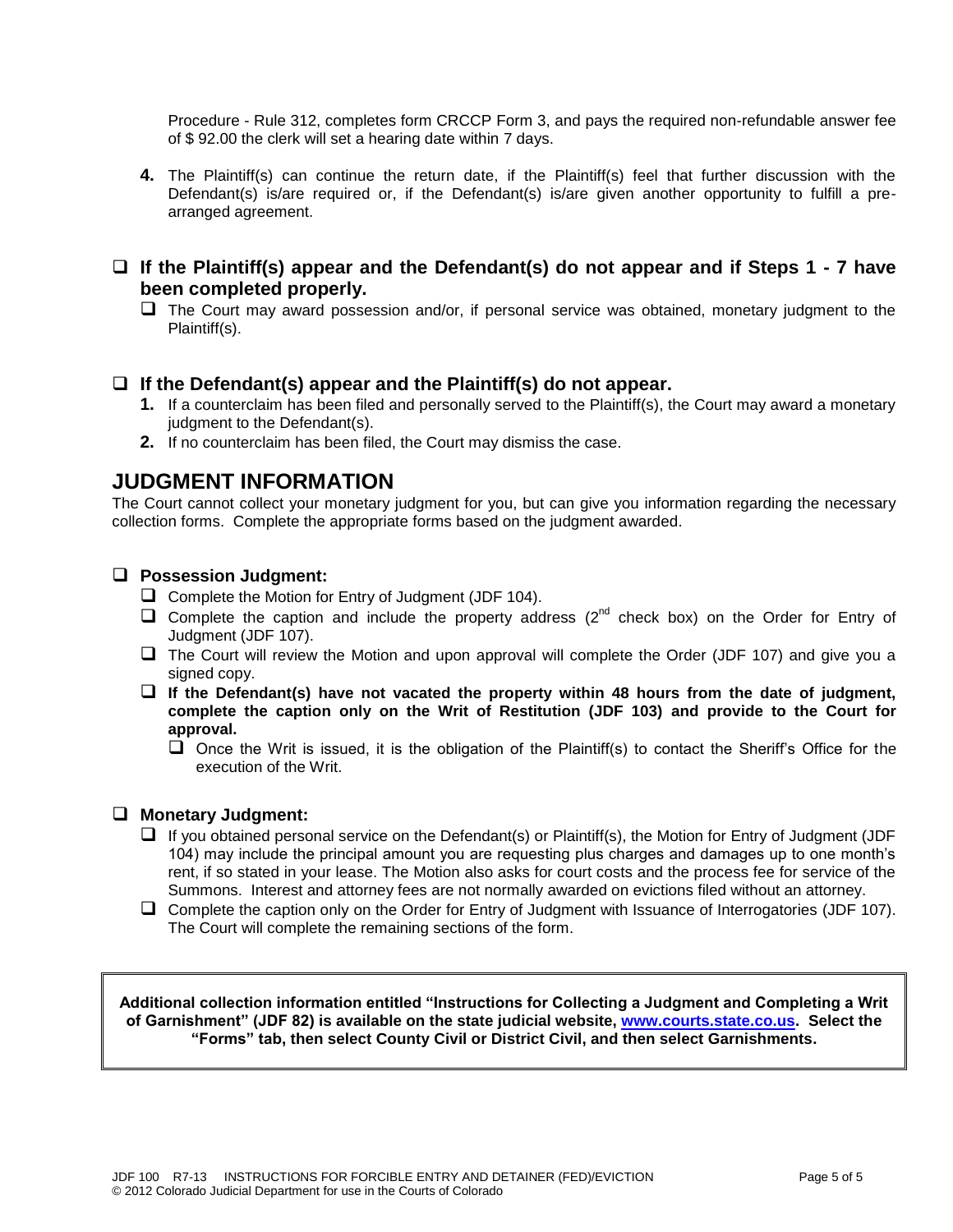Procedure - Rule 312, completes form CRCCP Form 3, and pays the required non-refundable answer fee of $ 92.00 the clerk will set a hearing date within 7 days.

4. The Plaintiff(s) can continue the return date, if the Plaintiff(s) feel that further discussion with the Defendant(s) is/are required or, if the Defendant(s) is/are given another opportunity to fulfill a pre-arranged agreement.

- ❑ **If the Plaintiff(s) appear and the Defendant(s) do not appear and if Steps 1 - 7 have been completed properly.**
  - ❑ The Court may award possession and/or, if personal service was obtained, monetary judgment to the Plaintiff(s).

- ❑ **If the Defendant(s) appear and the Plaintiff(s) do not appear.**
  1. If a counterclaim has been filed and personally served to the Plaintiff(s), the Court may award a monetary judgment to the Defendant(s).
  2. If no counterclaim has been filed, the Court may dismiss the case.

## JUDGMENT INFORMATION

The Court cannot collect your monetary judgment for you, but can give you information regarding the necessary collection forms. Complete the appropriate forms based on the judgment awarded.

- ❑ **Possession Judgment:**
  - ❑ Complete the Motion for Entry of Judgment (JDF 104).
  - ❑ Complete the caption and include the property address (2nd check box) on the Order for Entry of Judgment (JDF 107).
  - ❑ The Court will review the Motion and upon approval will complete the Order (JDF 107) and give you a signed copy.
  - ❑ **If the Defendant(s) have not vacated the property within 48 hours from the date of judgment, complete the caption only on the Writ of Restitution (JDF 103) and provide to the Court for approval.**
    - ❑ Once the Writ is issued, it is the obligation of the Plaintiff(s) to contact the Sheriff's Office for the execution of the Writ.

- ❑ **Monetary Judgment:**
  - ❑ If you obtained personal service on the Defendant(s) or Plaintiff(s), the Motion for Entry of Judgment (JDF 104) may include the principal amount you are requesting plus charges and damages up to one month's rent, if so stated in your lease. The Motion also asks for court costs and the process fee for service of the Summons. Interest and attorney fees are not normally awarded on evictions filed without an attorney.
  - ❑ Complete the caption only on the Order for Entry of Judgment with Issuance of Interrogatories (JDF 107). The Court will complete the remaining sections of the form.

**Additional collection information entitled "Instructions for Collecting a Judgment and Completing a Writ of Garnishment" (JDF 82) is available on the state judicial website, www.courts.state.co.us. Select the "Forms" tab, then select County Civil or District Civil, and then select Garnishments.**